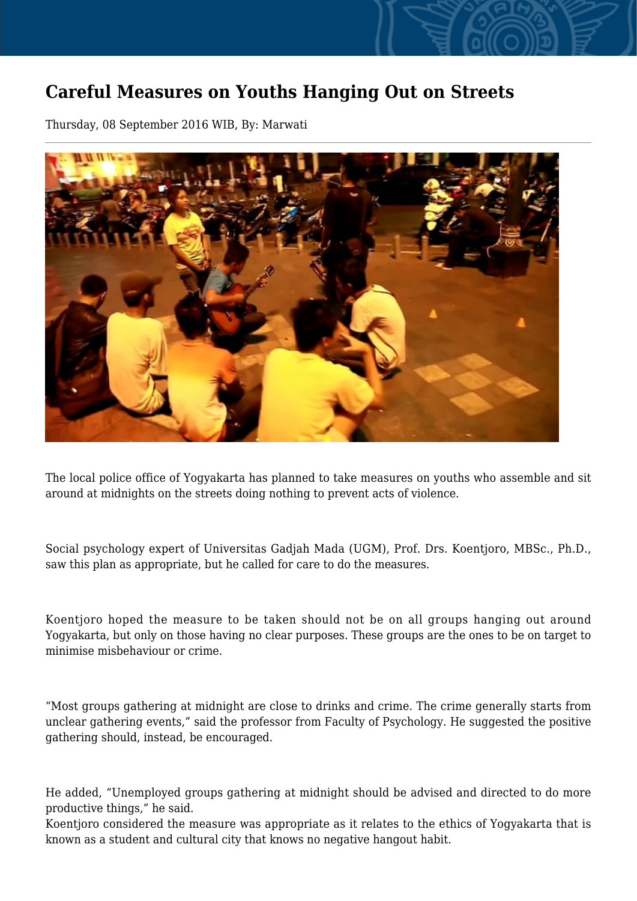# Careful Measures on Youths Hanging Out on Streets

Thursday, 08 September 2016 WIB, By: Marwati

The local police office of Yogyakarta has planned to take measures on youths who assemble and sit around at midnights on the streets doing nothing to prevent acts of violence.

Social psychology expert of Universitas Gadjah Mada (UGM), Prof. Drs. Koentjoro, MBSc., Ph.D., saw this plan as appropriate, but he called for care to do the measures.

Koentjoro hoped the measure to be taken should not be on all groups hanging out around Yogyakarta, but only on those having no clear purposes. These groups are the ones to be on target to minimise misbehaviour or crime.

"Most groups gathering at midnight are close to drinks and crime. The crime generally starts from unclear gathering events," said the professor from Faculty of Psychology. He suggested the positive gathering should, instead, be encouraged.

He added, "Unemployed groups gathering at midnight should be advised and directed to do more productive things," he said.
Koentjoro considered the measure was appropriate as it relates to the ethics of Yogyakarta that is known as a student and cultural city that knows no negative hangout habit.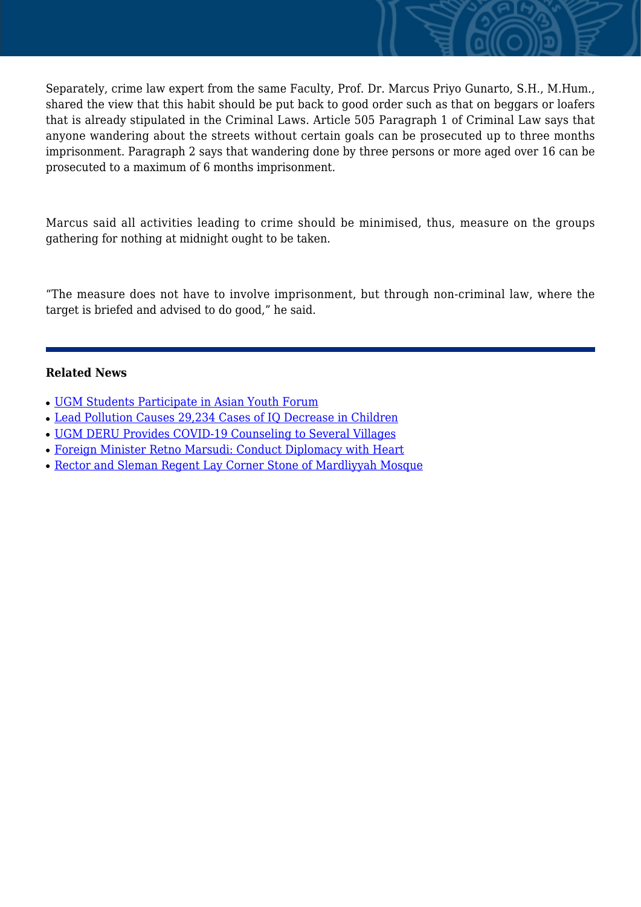Separately, crime law expert from the same Faculty, Prof. Dr. Marcus Priyo Gunarto, S.H., M.Hum., shared the view that this habit should be put back to good order such as that on beggars or loafers that is already stipulated in the Criminal Laws. Article 505 Paragraph 1 of Criminal Law says that anyone wandering about the streets without certain goals can be prosecuted up to three months imprisonment. Paragraph 2 says that wandering done by three persons or more aged over 16 can be prosecuted to a maximum of 6 months imprisonment.

Marcus said all activities leading to crime should be minimised, thus, measure on the groups gathering for nothing at midnight ought to be taken.

"The measure does not have to involve imprisonment, but through non-criminal law, where the target is briefed and advised to do good," he said.

---

**Related News**

- UGM Students Participate in Asian Youth Forum
- Lead Pollution Causes 29,234 Cases of IQ Decrease in Children
- UGM DERU Provides COVID-19 Counseling to Several Villages
- Foreign Minister Retno Marsudi: Conduct Diplomacy with Heart
- Rector and Sleman Regent Lay Corner Stone of Mardliyyah Mosque